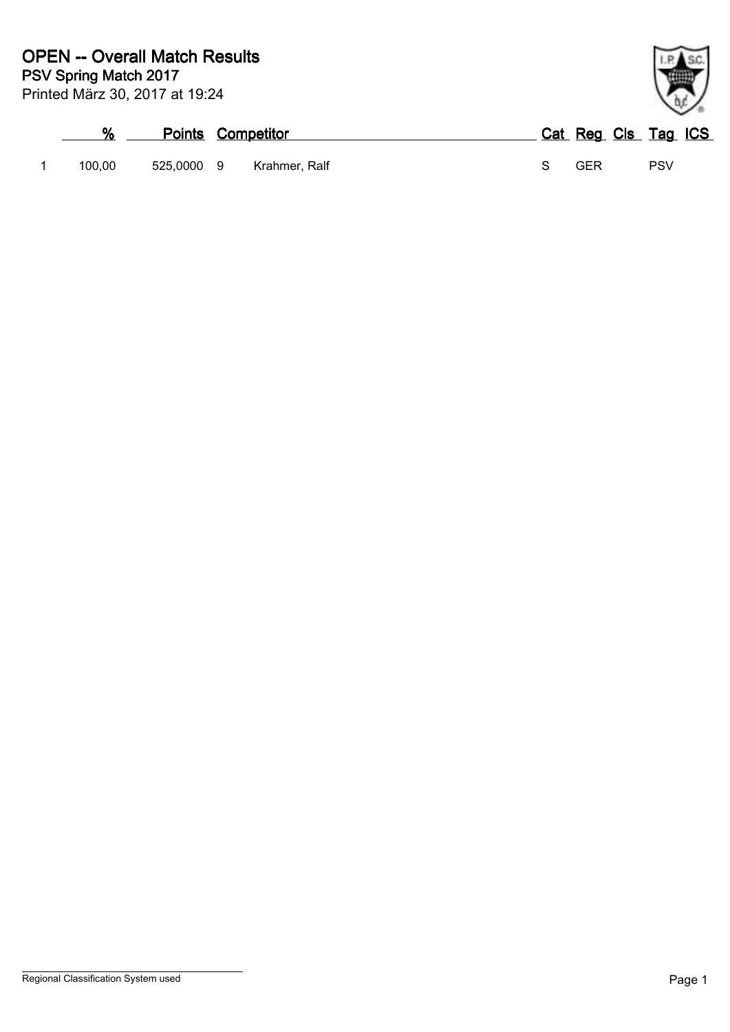# OPEN -- Overall Match Results

## PSV Spring Match 2017

Printed März 30, 2017 at 19:24

| | % | Points | | Competitor | Cat | Reg | Cls | Tag | ICS |
|---|---|---|---|---|---|---|---|---|---|
| 1 | 100,00 | 525,0000 | 9 | Krahmer, Ralf | S | GER | | PSV | |

Regional Classification System used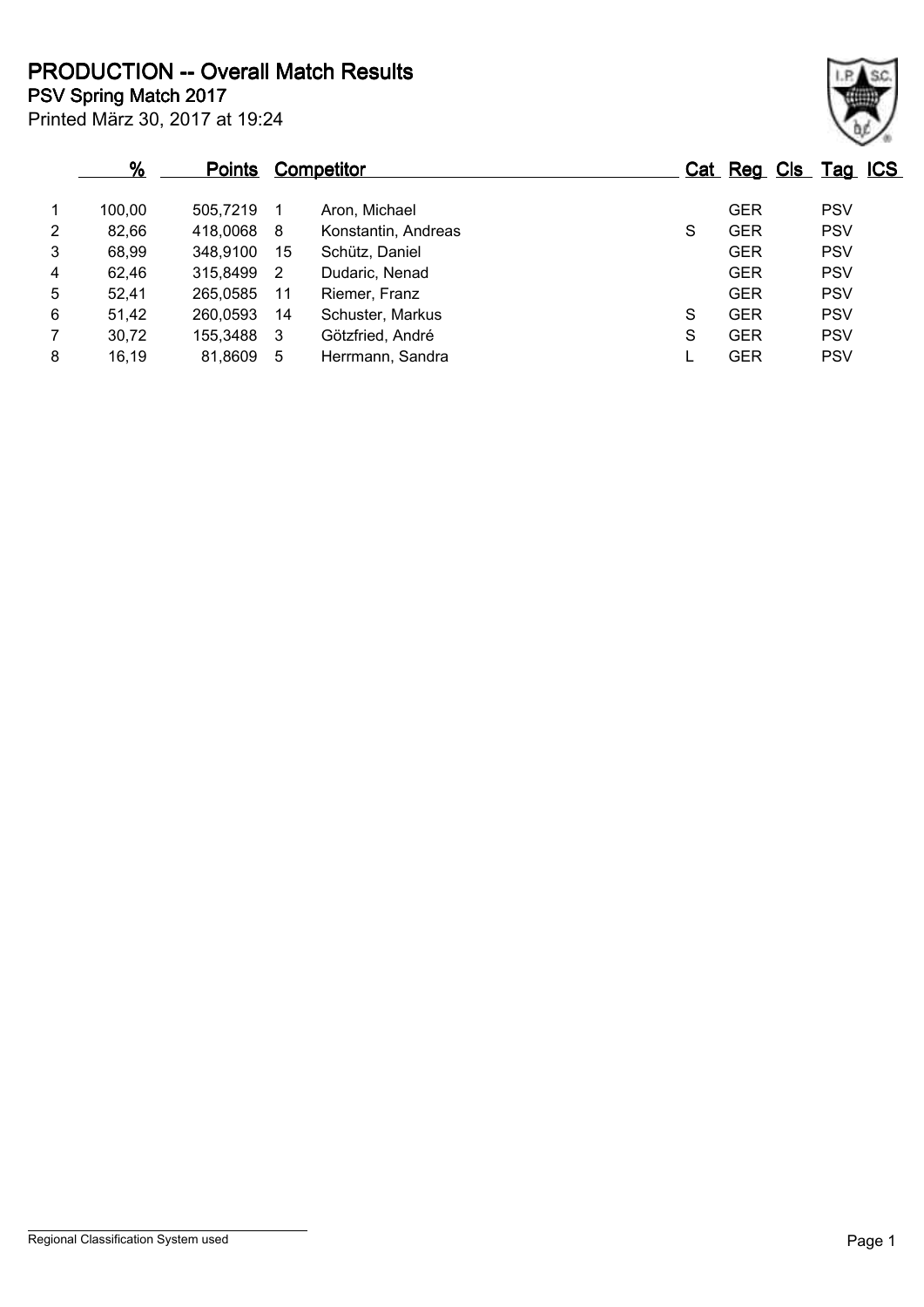# PRODUCTION -- Overall Match Results

**PSV Spring Match 2017**

Printed März 30, 2017 at 19:24

| | % | Points | | Competitor | Cat | Reg | Cls | Tag | ICS |
|---|---|---|---|---|---|---|---|---|---|
| 1 | 100,00 | 505,7219 | 1 | Aron, Michael | | GER | | PSV | |
| 2 | 82,66 | 418,0068 | 8 | Konstantin, Andreas | S | GER | | PSV | |
| 3 | 68,99 | 348,9100 | 15 | Schütz, Daniel | | GER | | PSV | |
| 4 | 62,46 | 315,8499 | 2 | Dudaric, Nenad | | GER | | PSV | |
| 5 | 52,41 | 265,0585 | 11 | Riemer, Franz | | GER | | PSV | |
| 6 | 51,42 | 260,0593 | 14 | Schuster, Markus | S | GER | | PSV | |
| 7 | 30,72 | 155,3488 | 3 | Götzfried, André | S | GER | | PSV | |
| 8 | 16,19 | 81,8609 | 5 | Herrmann, Sandra | L | GER | | PSV | |

Regional Classification System used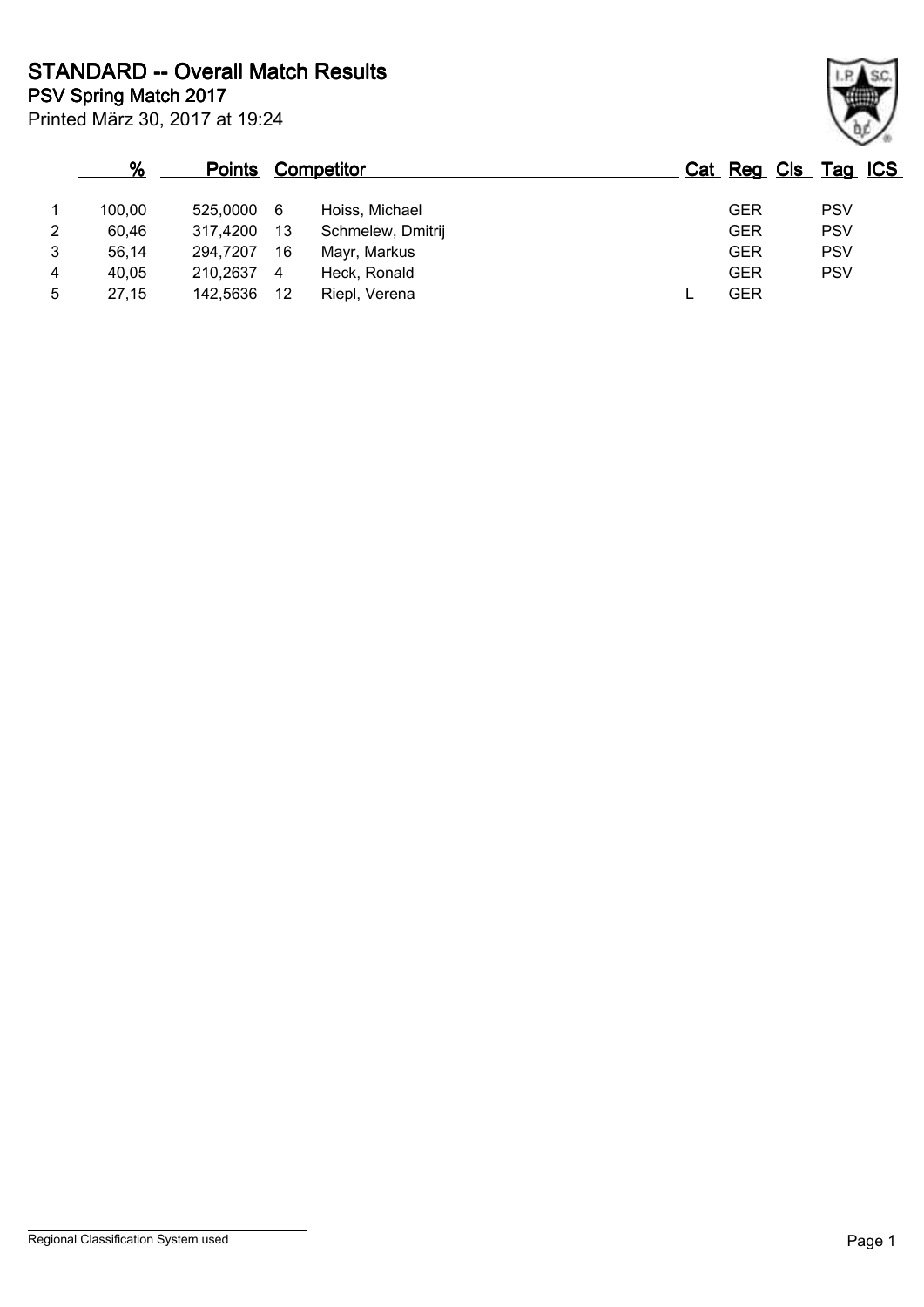# STANDARD -- Overall Match Results

**PSV Spring Match 2017**

Printed März 30, 2017 at 19:24

| | % | Points | Competitor | | Cat | Reg | Cls | Tag | ICS |
|---|---|---|---|---|---|---|---|---|---|
| 1 | 100,00 | 525,0000 | 6 | Hoiss, Michael | | GER | | PSV | |
| 2 | 60,46 | 317,4200 | 13 | Schmelew, Dmitrij | | GER | | PSV | |
| 3 | 56,14 | 294,7207 | 16 | Mayr, Markus | | GER | | PSV | |
| 4 | 40,05 | 210,2637 | 4 | Heck, Ronald | | GER | | PSV | |
| 5 | 27,15 | 142,5636 | 12 | Riepl, Verena | L | GER | | | |

Regional Classification System used